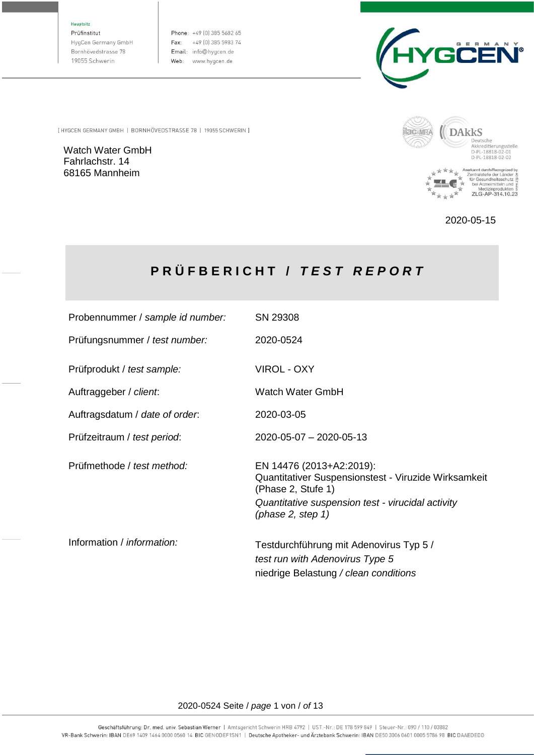Hauptsitz
Prüfinstitut
HygCen Germany GmbH
Bornhövedstrasse 78
19055 Schwerin

Phone: +49 (0) 385 5682 65
Fax: +49 (0) 385 5983 74
Email: info@hygcen.de
Web: www.hygcen.de

[ HYGCEN GERMANY GMBH | BORNHÖVEDSTRASSE 78 | 19055 SCHWERIN ]

Watch Water GmbH
Fahrlachstr. 14
68165 Mannheim

DAkkS Deutsche Akkreditierungsstelle
D-PL-18818-02-01
D-PL-18818-02-02

Anerkannt durch/Recognized by Zentralstelle der Länder für Gesundheitsschutz bei Arzneimitteln und Medizinprodukten
ZLG-AP-314.10.23

2020-05-15

# PRÜFBERICHT / *TEST REPORT*

| | |
|---|---|
| Probennummer / *sample id number:* | SN 29308 |
| Prüfungsnummer / *test number:* | 2020-0524 |
| Prüfprodukt / *test sample:* | VIROL - OXY |
| Auftraggeber / *client*: | Watch Water GmbH |
| Auftragsdatum / *date of order*: | 2020-03-05 |
| Prüfzeitraum / *test period*: | 2020-05-07 – 2020-05-13 |
| Prüfmethode / *test method:* | EN 14476 (2013+A2:2019): Quantitativer Suspensionstest - Viruzide Wirksamkeit (Phase 2, Stufe 1) *Quantitative suspension test - virucidal activity (phase 2, step 1)* |
| Information / *information:* | Testdurchführung mit Adenovirus Typ 5 / *test run with Adenovirus Type 5* niedrige Belastung / *clean conditions* |

Geschäftsführung: Dr. med. univ. Sebastian Werner | Amtsgericht Schwerin HRB 4792 | UST.-Nr.: DE 178 599 849 | Steuer-Nr.: 090 / 110 / 03882
VR-Bank Schwerin: IBAN DE69 1409 1464 0000 0560 14 BIC GENODEF1SN1 | Deutsche Apotheker- und Ärztebank Schwerin: IBAN DE50 3006 0601 0005 5786 98 BIC DAAEDEDD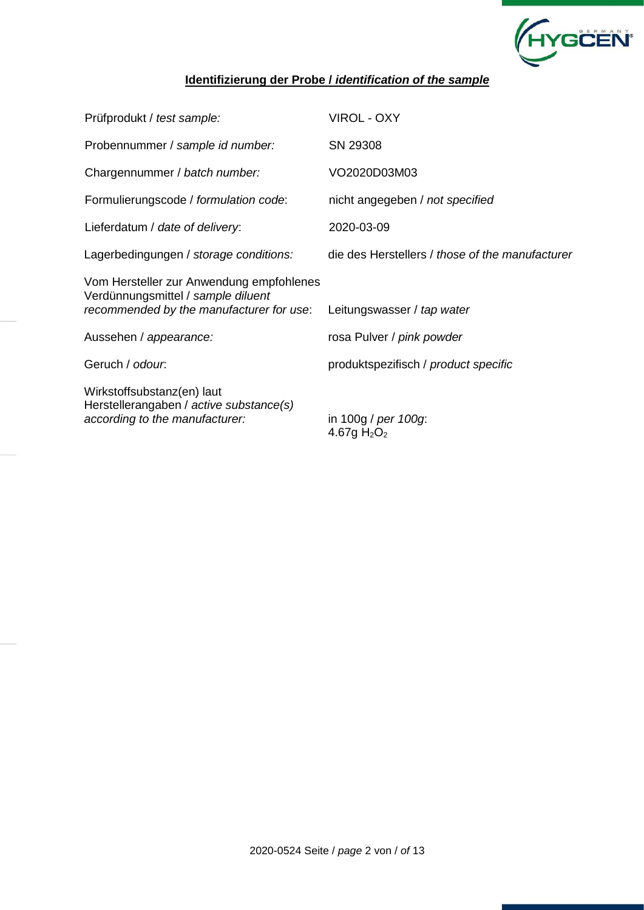## Identifizierung der Probe / *identification of the sample*

| | |
|---|---|
| Prüfprodukt / *test sample:* | VIROL - OXY |
| Probennummer / *sample id number:* | SN 29308 |
| Chargennummer / *batch number:* | VO2020D03M03 |
| Formulierungscode / *formulation code*: | nicht angegeben / *not specified* |
| Lieferdatum / *date of delivery*: | 2020-03-09 |
| Lagerbedingungen / *storage conditions:* | die des Herstellers / *those of the manufacturer* |
| Vom Hersteller zur Anwendung empfohlenes Verdünnungsmittel / *sample diluent recommended by the manufacturer for use*: | Leitungswasser / *tap water* |
| Aussehen / *appearance:* | rosa Pulver / *pink powder* |
| Geruch / *odour*: | produktspezifisch / *product specific* |
| Wirkstoffsubstanz(en) laut Herstellerangaben / *active substance(s) according to the manufacturer:* | in 100g / *per 100g*: 4.67g $H_2O_2$ |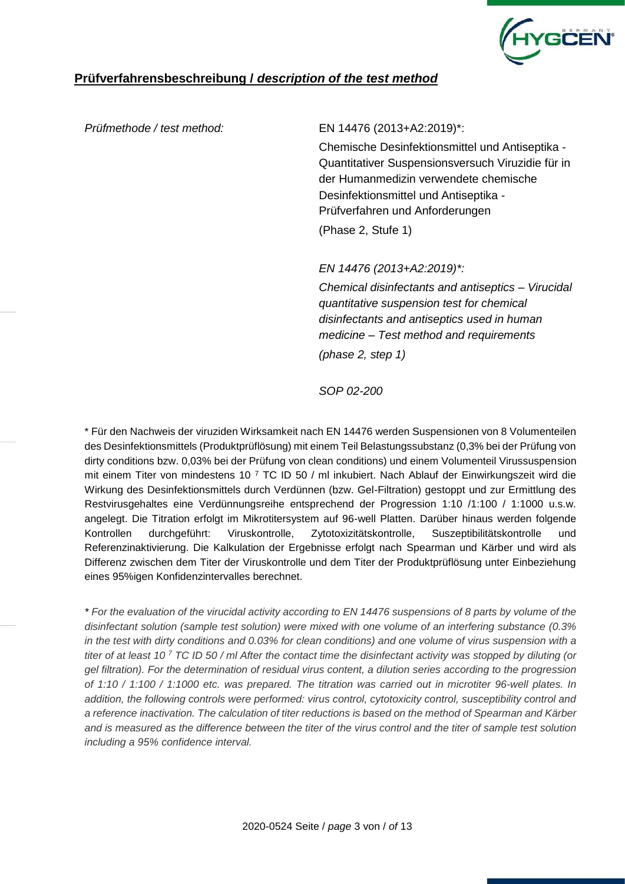## **Prüfverfahrensbeschreibung / *description of the test method***

| *Prüfmethode / test method:* | EN 14476 (2013+A2:2019)*: |
|---|---|
| | Chemische Desinfektionsmittel und Antiseptika - Quantitativer Suspensionsversuch Viruzidie für in der Humanmedizin verwendete chemische Desinfektionsmittel und Antiseptika - Prüfverfahren und Anforderungen |
| | (Phase 2, Stufe 1) |
| | *EN 14476 (2013+A2:2019)*:* |
| | *Chemical disinfectants and antiseptics – Virucidal quantitative suspension test for chemical disinfectants and antiseptics used in human medicine – Test method and requirements* |
| | *(phase 2, step 1)* |
| | *SOP 02-200* |

* Für den Nachweis der viruziden Wirksamkeit nach EN 14476 werden Suspensionen von 8 Volumenteilen des Desinfektionsmittels (Produktprüflösung) mit einem Teil Belastungssubstanz (0,3% bei der Prüfung von dirty conditions bzw. 0,03% bei der Prüfung von clean conditions) und einem Volumenteil Virussuspension mit einem Titer von mindestens $10^{7}$ TC ID 50 / ml inkubiert. Nach Ablauf der Einwirkungszeit wird die Wirkung des Desinfektionsmittels durch Verdünnen (bzw. Gel-Filtration) gestoppt und zur Ermittlung des Restvirusgehaltes eine Verdünnungsreihe entsprechend der Progression 1:10 /1:100 / 1:1000 u.s.w. angelegt. Die Titration erfolgt im Mikrotitersystem auf 96-well Platten. Darüber hinaus werden folgende Kontrollen durchgeführt: Viruskontrolle, Zytotoxizitätskontrolle, Suszeptibilitätskontrolle und Referenzinaktivierung. Die Kalkulation der Ergebnisse erfolgt nach Spearman und Kärber und wird als Differenz zwischen dem Titer der Viruskontrolle und dem Titer der Produktprüflösung unter Einbeziehung eines 95%igen Konfidenzintervalles berechnet.

*\* For the evaluation of the virucidal activity according to EN 14476 suspensions of 8 parts by volume of the disinfectant solution (sample test solution) were mixed with one volume of an interfering substance (0.3% in the test with dirty conditions and 0.03% for clean conditions) and one volume of virus suspension with a titer of at least $10^{7}$ TC ID 50 / ml After the contact time the disinfectant activity was stopped by diluting (or gel filtration). For the determination of residual virus content, a dilution series according to the progression of 1:10 / 1:100 / 1:1000 etc. was prepared. The titration was carried out in microtiter 96-well plates. In addition, the following controls were performed: virus control, cytotoxicity control, susceptibility control and a reference inactivation. The calculation of titer reductions is based on the method of Spearman and Kärber and is measured as the difference between the titer of the virus control and the titer of sample test solution including a 95% confidence interval.*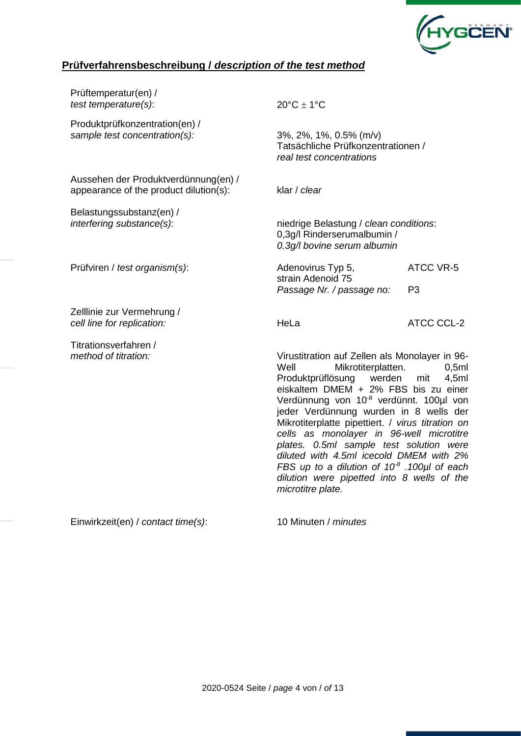## **Prüfverfahrensbeschreibung /** ***description of the test method***

| | | |
|---|---|---|
| Prüftemperatur(en) / *test temperature(s)*: | 20°C ± 1°C | |
| Produktprüfkonzentration(en) / *sample test concentration(s):* | 3%, 2%, 1%, 0.5% (m/v) Tatsächliche Prüfkonzentrationen / *real test concentrations* | |
| Aussehen der Produktverdünnung(en) / appearance of the product dilution(s): | klar / *clear* | |
| Belastungssubstanz(en) / *interfering substance(s)*: | niedrige Belastung / *clean conditions*: 0,3g/l Rinderserumalbumin / *0.3g/l bovine serum albumin* | |
| Prüfviren / *test organism(s)*: | Adenovirus Typ 5, strain Adenoid 75 | ATCC VR-5 |
| | *Passage Nr. / passage no:* | P3 |
| Zelllinie zur Vermehrung / *cell line for replication:* | HeLa | ATCC CCL-2 |
| Titrationsverfahren / *method of titration:* | Virustitration auf Zellen als Monolayer in 96-Well Mikrotiterplatten. 0,5ml Produktprüflösung werden mit 4,5ml eiskaltem DMEM + 2% FBS bis zu einer Verdünnung von $10^{-8}$ verdünnt. 100µl von jeder Verdünnung wurden in 8 wells der Mikrotiterplatte pipettiert. / *virus titration on cells as monolayer in 96-well microtitre plates. 0.5ml sample test solution were diluted with 4.5ml icecold DMEM with 2% FBS up to a dilution of $10^{-8}$ .100µl of each dilution were pipetted into 8 wells of the microtitre plate.* | |
| Einwirkzeit(en) / *contact time(s)*: | 10 Minuten / *minutes* | |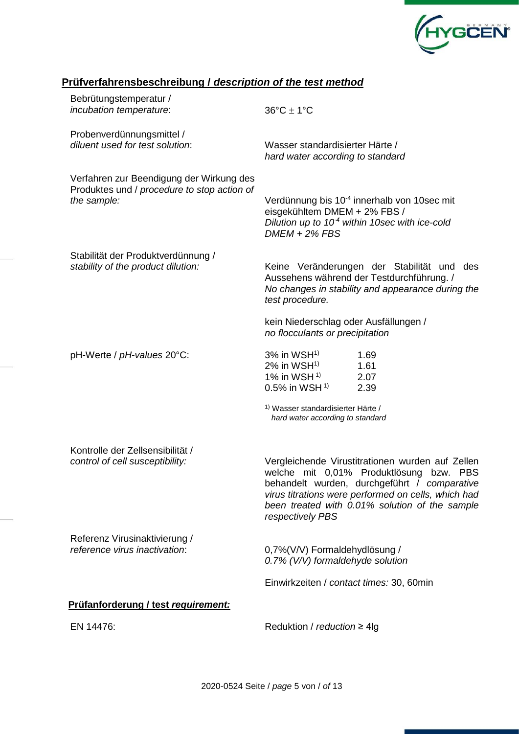## Prüfverfahrensbeschreibung / *description of the test method*

| | |
|---|---|
| Bebrütungstemperatur / *incubation temperature*: | 36°C ± 1°C |
| Probenverdünnungsmittel / *diluent used for test solution*: | Wasser standardisierter Härte / *hard water according to standard* |
| Verfahren zur Beendigung der Wirkung des Produktes und / *procedure to stop action of the sample:* | Verdünnung bis $10^{-4}$ innerhalb von 10sec mit eisgekühltem DMEM + 2% FBS / *Dilution up to $10^{-4}$ within 10sec with ice-cold DMEM + 2% FBS* |
| Stabilität der Produktverdünnung / *stability of the product dilution:* | Keine Veränderungen der Stabilität und des Aussehens während der Testdurchführung. / *No changes in stability and appearance during the test procedure.*<br><br>kein Niederschlag oder Ausfällungen / *no flocculants or precipitation* |
| pH-Werte / *pH-values* 20°C: | 3% in WSH[1] 1.69<br>2% in WSH[1] 1.61<br>1% in WSH[1] 2.07<br>0.5% in WSH[1] 2.39<br><br>[1] Wasser standardisierter Härte / *hard water according to standard* |
| Kontrolle der Zellsensibilität / *control of cell susceptibility:* | Vergleichende Virustitrationen wurden auf Zellen welche mit 0,01% Produktlösung bzw. PBS behandelt wurden, durchgeführt / *comparative virus titrations were performed on cells, which had been treated with 0.01% solution of the sample respectively PBS* |
| Referenz Virusinaktivierung / *reference virus inactivation*: | 0,7%(V/V) Formaldehydlösung / *0.7% (V/V) formaldehyde solution*<br><br>Einwirkzeiten / *contact times:* 30, 60min |

### Prüfanforderung / test *requirement:*

| | |
|---|---|
| EN 14476: | Reduktion / *reduction* ≥ 4lg |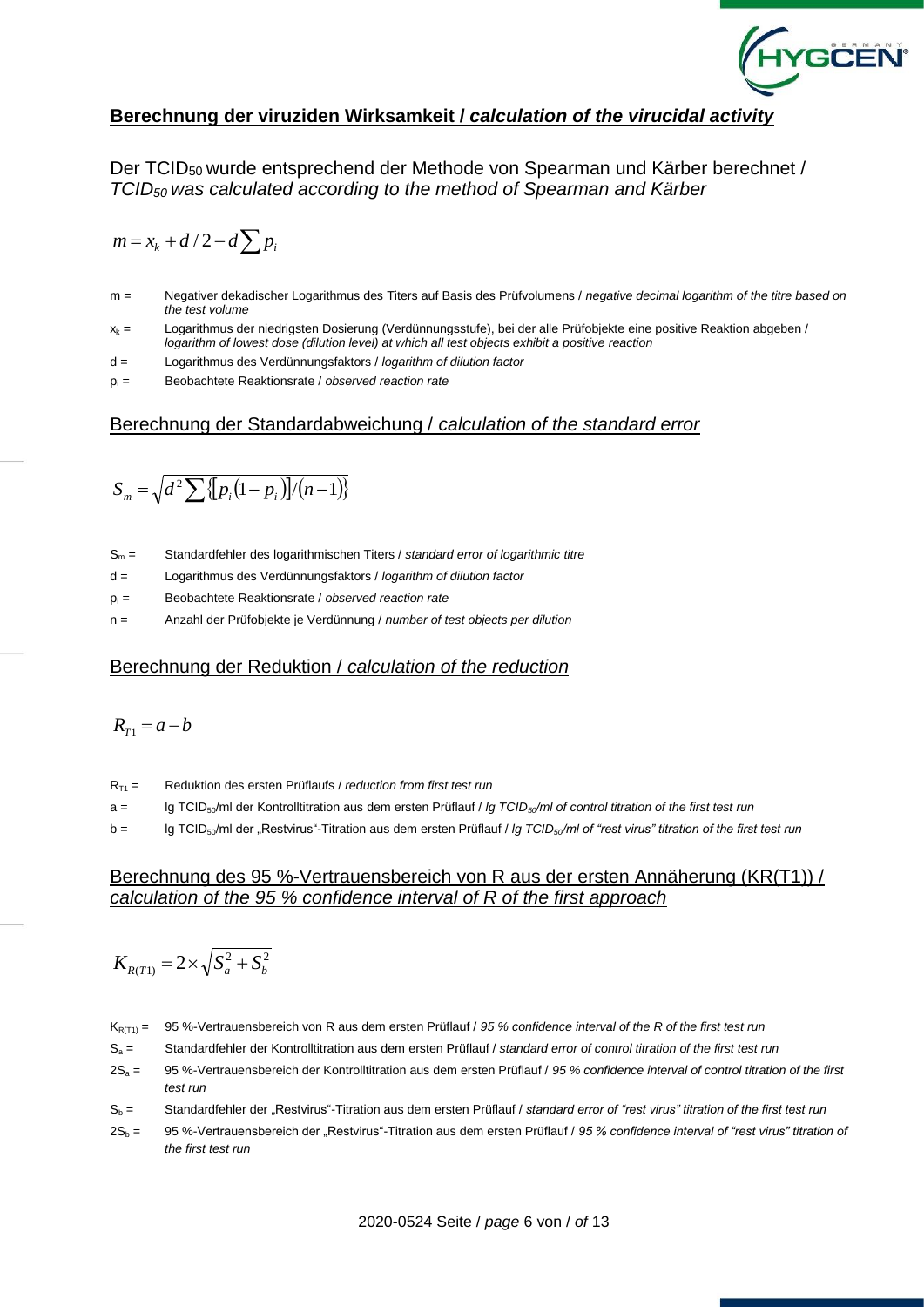## **Berechnung der viruziden Wirksamkeit / *calculation of the virucidal activity***

Der $TCID_{50}$ wurde entsprechend der Methode von Spearman und Kärber berechnet / *$TCID_{50}$ was calculated according to the method of Spearman and Kärber*

$$m = x_k + d/2 - d\sum p_i$$

| | |
|---|---|
| m = | Negativer dekadischer Logarithmus des Titers auf Basis des Prüfvolumens / *negative decimal logarithm of the titre based on the test volume* |
| $x_k$ = | Logarithmus der niedrigsten Dosierung (Verdünnungsstufe), bei der alle Prüfobjekte eine positive Reaktion abgeben / *logarithm of lowest dose (dilution level) at which all test objects exhibit a positive reaction* |
| d = | Logarithmus des Verdünnungsfaktors / *logarithm of dilution factor* |
| $p_i$ = | Beobachtete Reaktionsrate / *observed reaction rate* |

### Berechnung der Standardabweichung / *calculation of the standard error*

$$S_m = \sqrt{d^2 \sum \{[p_i(1-p_i)]/(n-1)\}}$$

| | |
|---|---|
| $S_m$ = | Standardfehler des logarithmischen Titers / *standard error of logarithmic titre* |
| d = | Logarithmus des Verdünnungsfaktors / *logarithm of dilution factor* |
| $p_i$ = | Beobachtete Reaktionsrate / *observed reaction rate* |
| n = | Anzahl der Prüfobjekte je Verdünnung / *number of test objects per dilution* |

### Berechnung der Reduktion / *calculation of the reduction*

$$R_{T1} = a - b$$

| | |
|---|---|
| $R_{T1}$ = | Reduktion des ersten Prüflaufs / *reduction from first test run* |
| a = | lg $TCID_{50}$/ml der Kontrolltitration aus dem ersten Prüflauf / *lg $TCID_{50}$/ml of control titration of the first test run* |
| b = | lg $TCID_{50}$/ml der „Restvirus"-Titration aus dem ersten Prüflauf / *lg $TCID_{50}$/ml of "rest virus" titration of the first test run* |

### Berechnung des 95 %-Vertrauensbereich von R aus der ersten Annäherung (KR(T1)) / *calculation of the 95 % confidence interval of R of the first approach*

$$K_{R(T1)} = 2 \times \sqrt{S_a^2 + S_b^2}$$

| | |
|---|---|
| $K_{R(T1)}$ = | 95 %-Vertrauensbereich von R aus dem ersten Prüflauf / *95 % confidence interval of the R of the first test run* |
| $S_a$ = | Standardfehler der Kontrolltitration aus dem ersten Prüflauf / *standard error of control titration of the first test run* |
| $2S_a$ = | 95 %-Vertrauensbereich der Kontrolltitration aus dem ersten Prüflauf / *95 % confidence interval of control titration of the first test run* |
| $S_b$ = | Standardfehler der „Restvirus"-Titration aus dem ersten Prüflauf / *standard error of "rest virus" titration of the first test run* |
| $2S_b$ = | 95 %-Vertrauensbereich der „Restvirus"-Titration aus dem ersten Prüflauf / *95 % confidence interval of "rest virus" titration of the first test run* |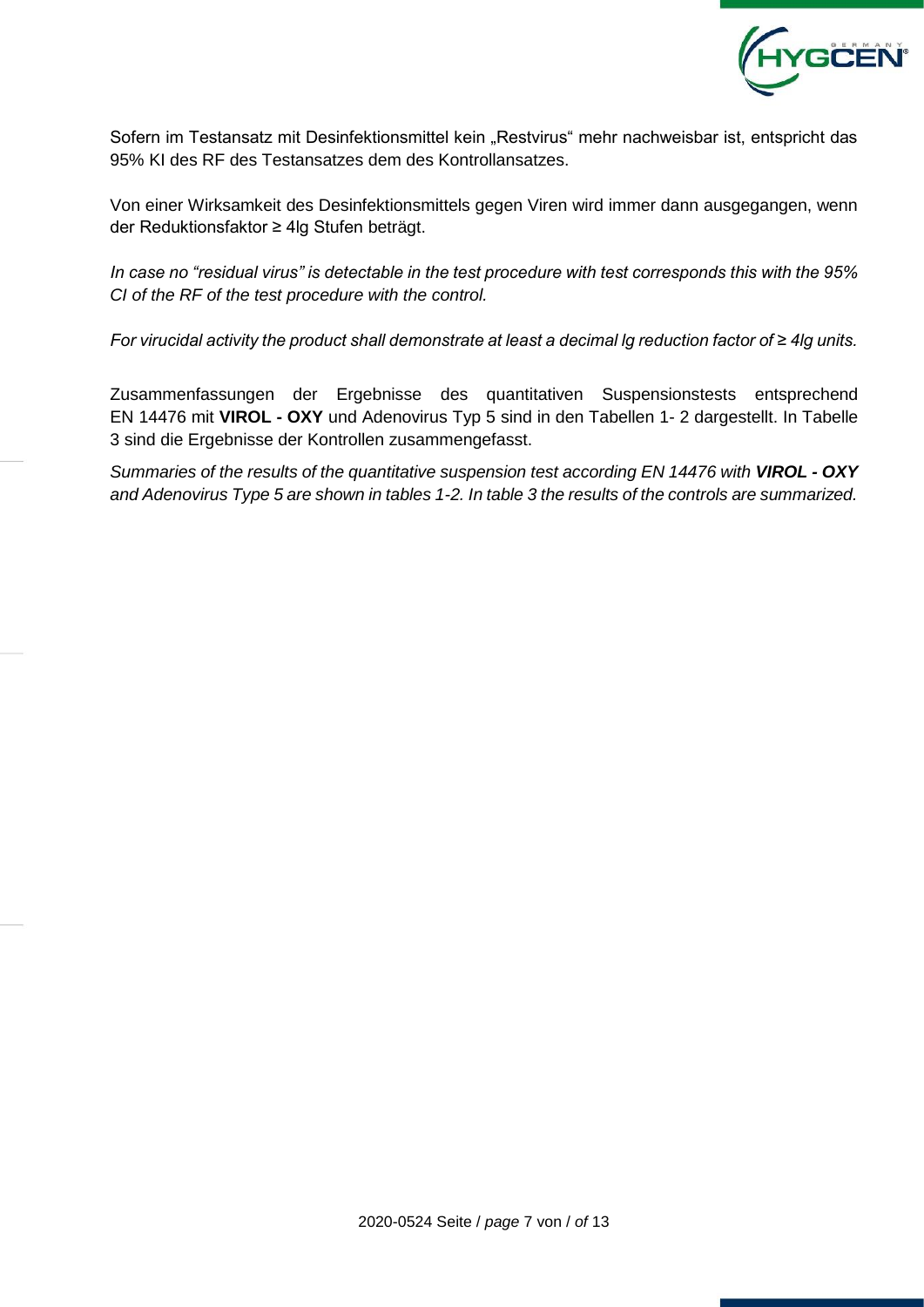Sofern im Testansatz mit Desinfektionsmittel kein „Restvirus“ mehr nachweisbar ist, entspricht das 95% KI des RF des Testansatzes dem des Kontrollansatzes.

Von einer Wirksamkeit des Desinfektionsmittels gegen Viren wird immer dann ausgegangen, wenn der Reduktionsfaktor ≥ 4lg Stufen beträgt.

*In case no “residual virus” is detectable in the test procedure with test corresponds this with the 95% CI of the RF of the test procedure with the control.*

*For virucidal activity the product shall demonstrate at least a decimal lg reduction factor of ≥ 4lg units.*

Zusammenfassungen der Ergebnisse des quantitativen Suspensionstests entsprechend EN 14476 mit **VIROL - OXY** und Adenovirus Typ 5 sind in den Tabellen 1- 2 dargestellt. In Tabelle 3 sind die Ergebnisse der Kontrollen zusammengefasst.

*Summaries of the results of the quantitative suspension test according EN 14476 with **VIROL - OXY** and Adenovirus Type 5 are shown in tables 1-2. In table 3 the results of the controls are summarized.*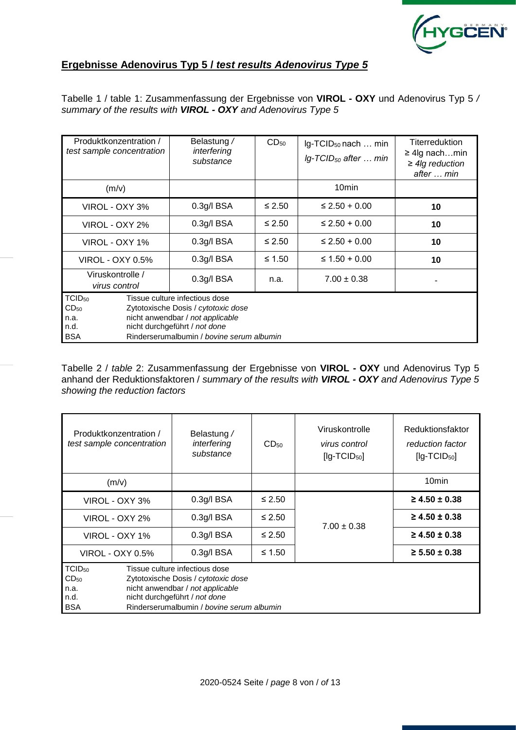## **Ergebnisse Adenovirus Typ 5 / *test results Adenovirus Type 5***

Tabelle 1 / table 1: Zusammenfassung der Ergebnisse von **VIROL - OXY** und Adenovirus Typ 5 / *summary of the results with **VIROL - OXY** and Adenovirus Type 5*

| Produktkonzentration / *test sample concentration* | Belastung / *interfering substance* | $CD_{50}$ | lg-$TCID_{50}$ nach … min *lg-$TCID_{50}$ after … min* | Titerreduktion ≥ 4lg nach…min *≥ 4lg reduction after … min* |
|---|---|---|---|---|
| (m/v) | | | 10min | |
| VIROL - OXY 3% | 0.3g/l BSA | ≤ 2.50 | ≤ 2.50 + 0.00 | **10** |
| VIROL - OXY 2% | 0.3g/l BSA | ≤ 2.50 | ≤ 2.50 + 0.00 | **10** |
| VIROL - OXY 1% | 0.3g/l BSA | ≤ 2.50 | ≤ 2.50 + 0.00 | **10** |
| VIROL - OXY 0.5% | 0.3g/l BSA | ≤ 1.50 | ≤ 1.50 + 0.00 | **10** |
| Viruskontrolle / *virus control* | 0.3g/l BSA | n.a. | 7.00 ± 0.38 | - |

$TCID_{50}$ Tissue culture infectious dose
$CD_{50}$ Zytotoxische Dosis / *cytotoxic dose*
n.a. nicht anwendbar / *not applicable*
n.d. nicht durchgeführt / *not done*
BSA Rinderserumalbumin / *bovine serum albumin*

Tabelle 2 / *table* 2: Zusammenfassung der Ergebnisse von **VIROL - OXY** und Adenovirus Typ 5 anhand der Reduktionsfaktoren / *summary of the results with **VIROL - OXY** and Adenovirus Type 5 showing the reduction factors*

| Produktkonzentration / *test sample concentration* | Belastung / *interfering substance* | $CD_{50}$ | Viruskontrolle *virus control* [lg-$TCID_{50}$] | Reduktionsfaktor *reduction factor* [lg-$TCID_{50}$] |
|---|---|---|---|---|
| (m/v) | | | | 10min |
| VIROL - OXY 3% | 0.3g/l BSA | ≤ 2.50 | 7.00 ± 0.38 | **≥ 4.50 ± 0.38** |
| VIROL - OXY 2% | 0.3g/l BSA | ≤ 2.50 | | **≥ 4.50 ± 0.38** |
| VIROL - OXY 1% | 0.3g/l BSA | ≤ 2.50 | | **≥ 4.50 ± 0.38** |
| VIROL - OXY 0.5% | 0.3g/l BSA | ≤ 1.50 | | **≥ 5.50 ± 0.38** |

$TCID_{50}$ Tissue culture infectious dose
$CD_{50}$ Zytotoxische Dosis / *cytotoxic dose*
n.a. nicht anwendbar / *not applicable*
n.d. nicht durchgeführt / *not done*
BSA Rinderserumalbumin / *bovine serum albumin*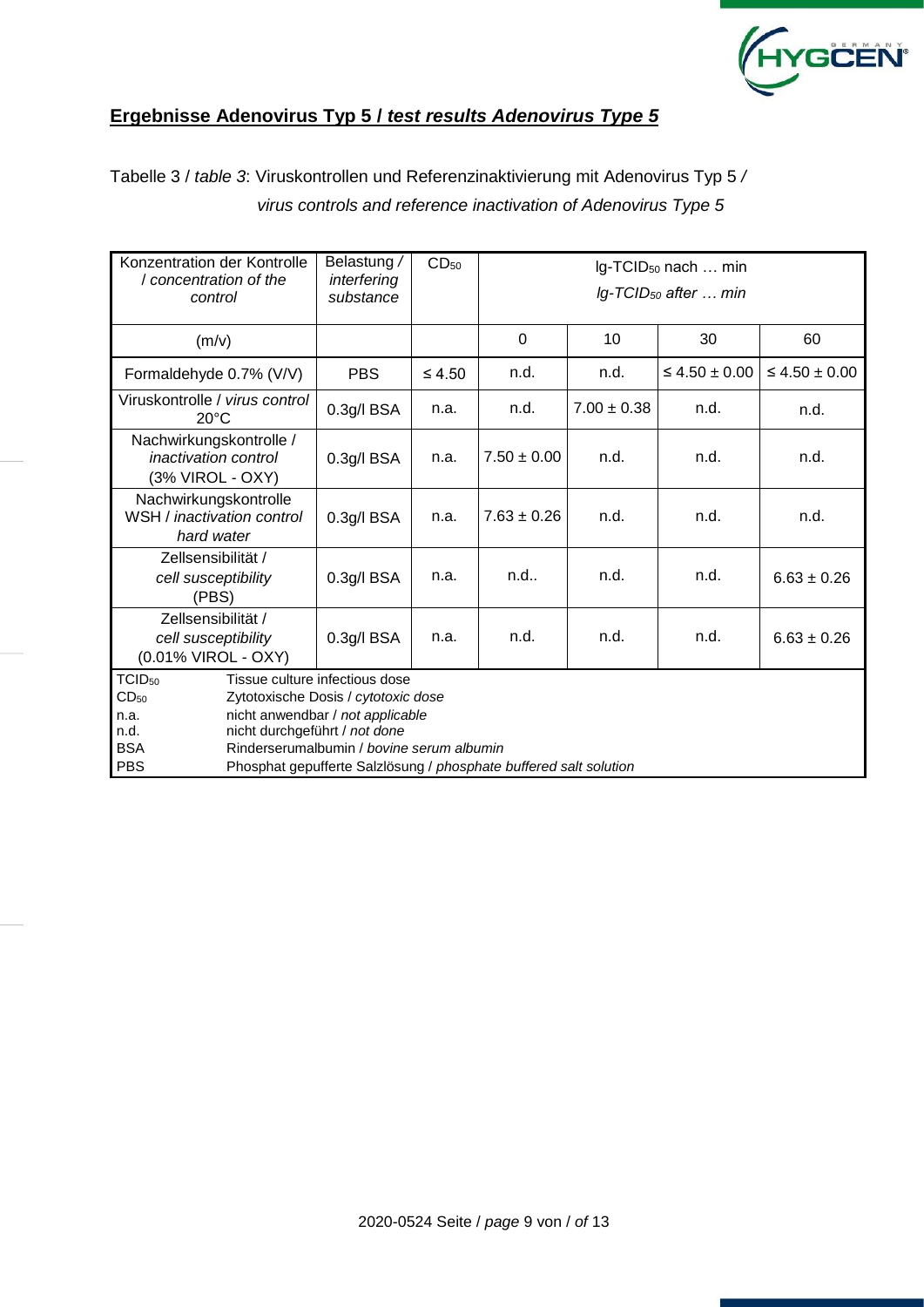## **Ergebnisse Adenovirus Typ 5 / *test results Adenovirus Type 5***

Tabelle 3 / *table 3*: Viruskontrollen und Referenzinaktivierung mit Adenovirus Typ 5 / *virus controls and reference inactivation of Adenovirus Type 5*

| Konzentration der Kontrolle / *concentration of the control* | Belastung / *interfering substance* | $CD_{50}$ | lg-$TCID_{50}$ nach … min *lg-$TCID_{50}$ after … min* | | | |
|---|---|---|---|---|---|---|
| (m/v) | | | 0 | 10 | 30 | 60 |
| Formaldehyde 0.7% (V/V) | PBS | ≤ 4.50 | n.d. | n.d. | ≤ 4.50 ± 0.00 | ≤ 4.50 ± 0.00 |
| Viruskontrolle / *virus control* 20°C | 0.3g/l BSA | n.a. | n.d. | 7.00 ± 0.38 | n.d. | n.d. |
| Nachwirkungskontrolle / *inactivation control* (3% VIROL - OXY) | 0.3g/l BSA | n.a. | 7.50 ± 0.00 | n.d. | n.d. | n.d. |
| Nachwirkungskontrolle WSH / *inactivation control hard water* | 0.3g/l BSA | n.a. | 7.63 ± 0.26 | n.d. | n.d. | n.d. |
| Zellsensibilität / *cell susceptibility* (PBS) | 0.3g/l BSA | n.a. | n.d.. | n.d. | n.d. | 6.63 ± 0.26 |
| Zellsensibilität / *cell susceptibility* (0.01% VIROL - OXY) | 0.3g/l BSA | n.a. | n.d. | n.d. | n.d. | 6.63 ± 0.26 |

$TCID_{50}$ Tissue culture infectious dose
$CD_{50}$ Zytotoxische Dosis / *cytotoxic dose*
n.a. nicht anwendbar / *not applicable*
n.d. nicht durchgeführt / *not done*
BSA Rinderserumalbumin / *bovine serum albumin*
PBS Phosphat gepufferte Salzlösung / *phosphate buffered salt solution*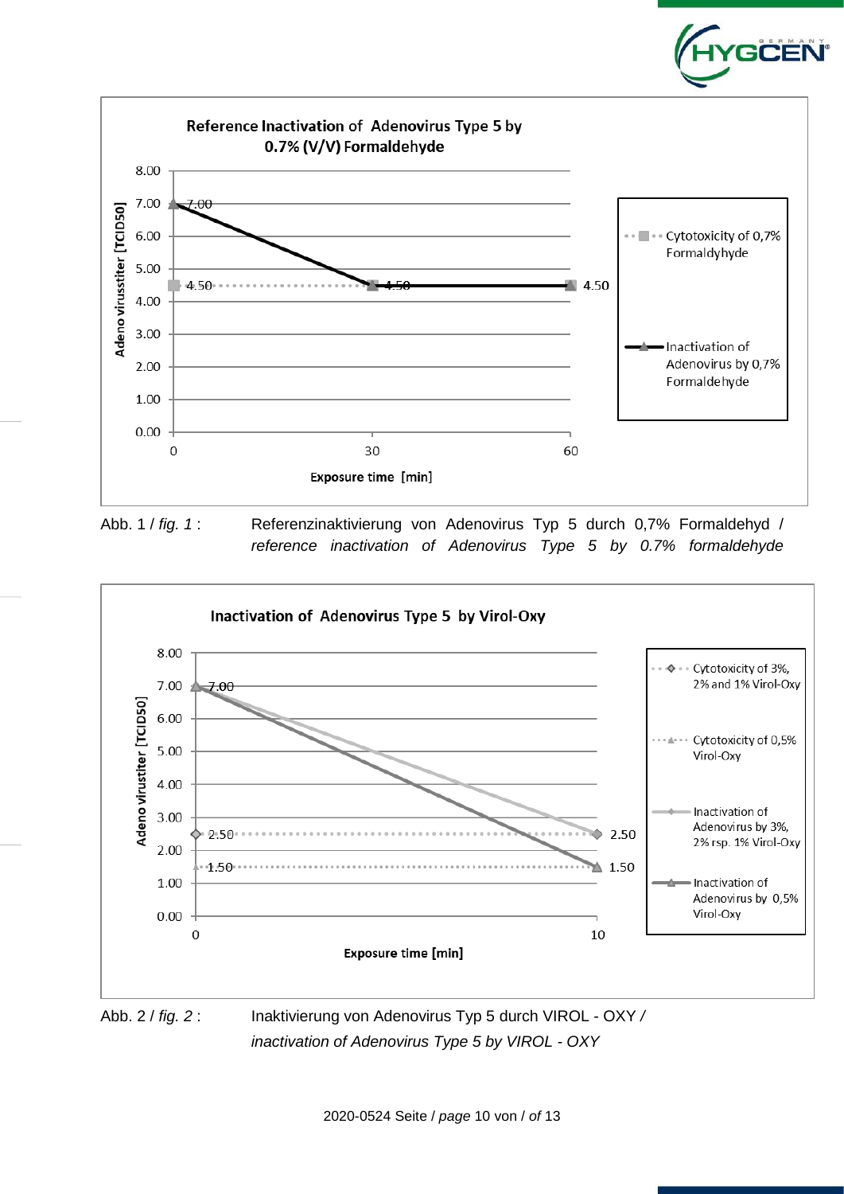Abb. 1 / *fig. 1* : Referenzinaktivierung von Adenovirus Typ 5 durch 0,7% Formaldehyd / *reference inactivation of Adenovirus Type 5 by 0.7% formaldehyde*

Abb. 2 / *fig. 2* : Inaktivierung von Adenovirus Typ 5 durch VIROL - OXY / *inactivation of Adenovirus Type 5 by VIROL - OXY*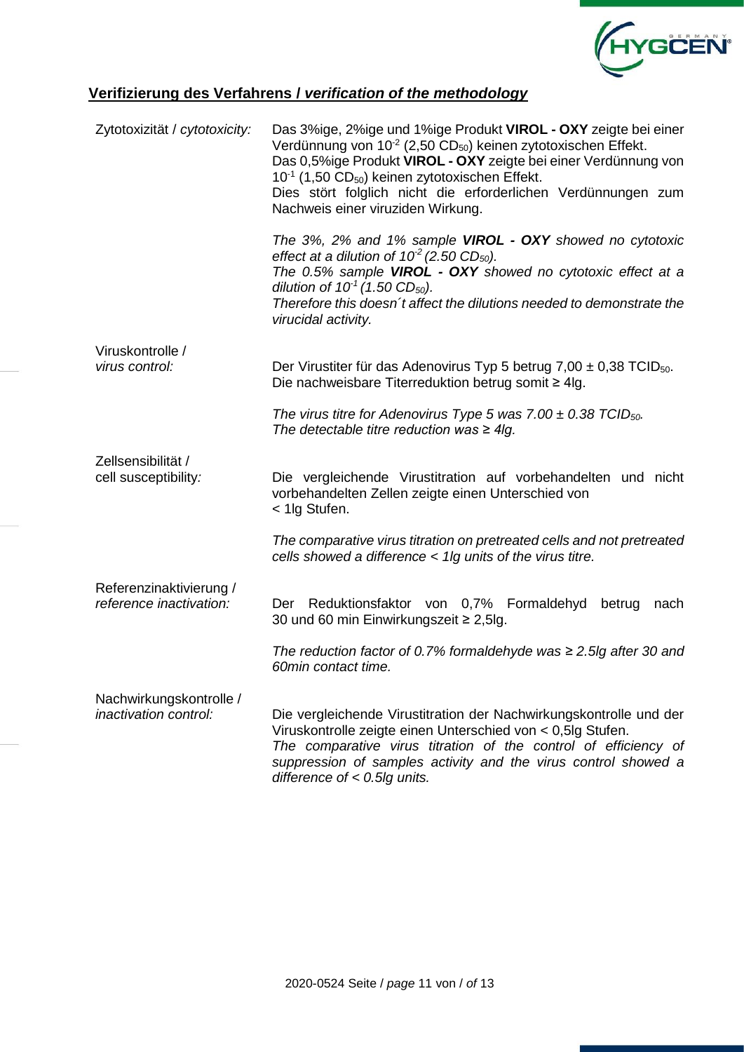## Verifizierung des Verfahrens / *verification of the methodology*

| | |
|---|---|
| Zytotoxizität / *cytotoxicity:* | Das 3%ige, 2%ige und 1%ige Produkt **VIROL - OXY** zeigte bei einer Verdünnung von $10^{-2}$ (2,50 $CD_{50}$) keinen zytotoxischen Effekt. Das 0,5%ige Produkt **VIROL - OXY** zeigte bei einer Verdünnung von $10^{-1}$ (1,50 $CD_{50}$) keinen zytotoxischen Effekt. Dies stört folglich nicht die erforderlichen Verdünnungen zum Nachweis einer viruziden Wirkung.<br><br>*The 3%, 2% and 1% sample **VIROL - OXY** showed no cytotoxic effect at a dilution of $10^{-2}$ (2.50 $CD_{50}$). The 0.5% sample **VIROL - OXY** showed no cytotoxic effect at a dilution of $10^{-1}$ (1.50 $CD_{50}$). Therefore this doesn´t affect the dilutions needed to demonstrate the virucidal activity.* |
| Viruskontrolle / *virus control:* | Der Virustiter für das Adenovirus Typ 5 betrug 7,00 ± 0,38 $TCID_{50}$. Die nachweisbare Titerreduktion betrug somit ≥ 4lg.<br><br>*The virus titre for Adenovirus Type 5 was 7.00 ± 0.38 $TCID_{50}$. The detectable titre reduction was ≥ 4lg.* |
| Zellsensibilität / cell susceptibility*:* | Die vergleichende Virustitration auf vorbehandelten und nicht vorbehandelten Zellen zeigte einen Unterschied von < 1lg Stufen.<br><br>*The comparative virus titration on pretreated cells and not pretreated cells showed a difference < 1lg units of the virus titre.* |
| Referenzinaktivierung / *reference inactivation:* | Der Reduktionsfaktor von 0,7% Formaldehyd betrug nach 30 und 60 min Einwirkungszeit ≥ 2,5lg.<br><br>*The reduction factor of 0.7% formaldehyde was ≥ 2.5lg after 30 and 60min contact time.* |
| Nachwirkungskontrolle / *inactivation control:* | Die vergleichende Virustitration der Nachwirkungskontrolle und der Viruskontrolle zeigte einen Unterschied von < 0,5lg Stufen.<br>*The comparative virus titration of the control of efficiency of suppression of samples activity and the virus control showed a difference of < 0.5lg units.* |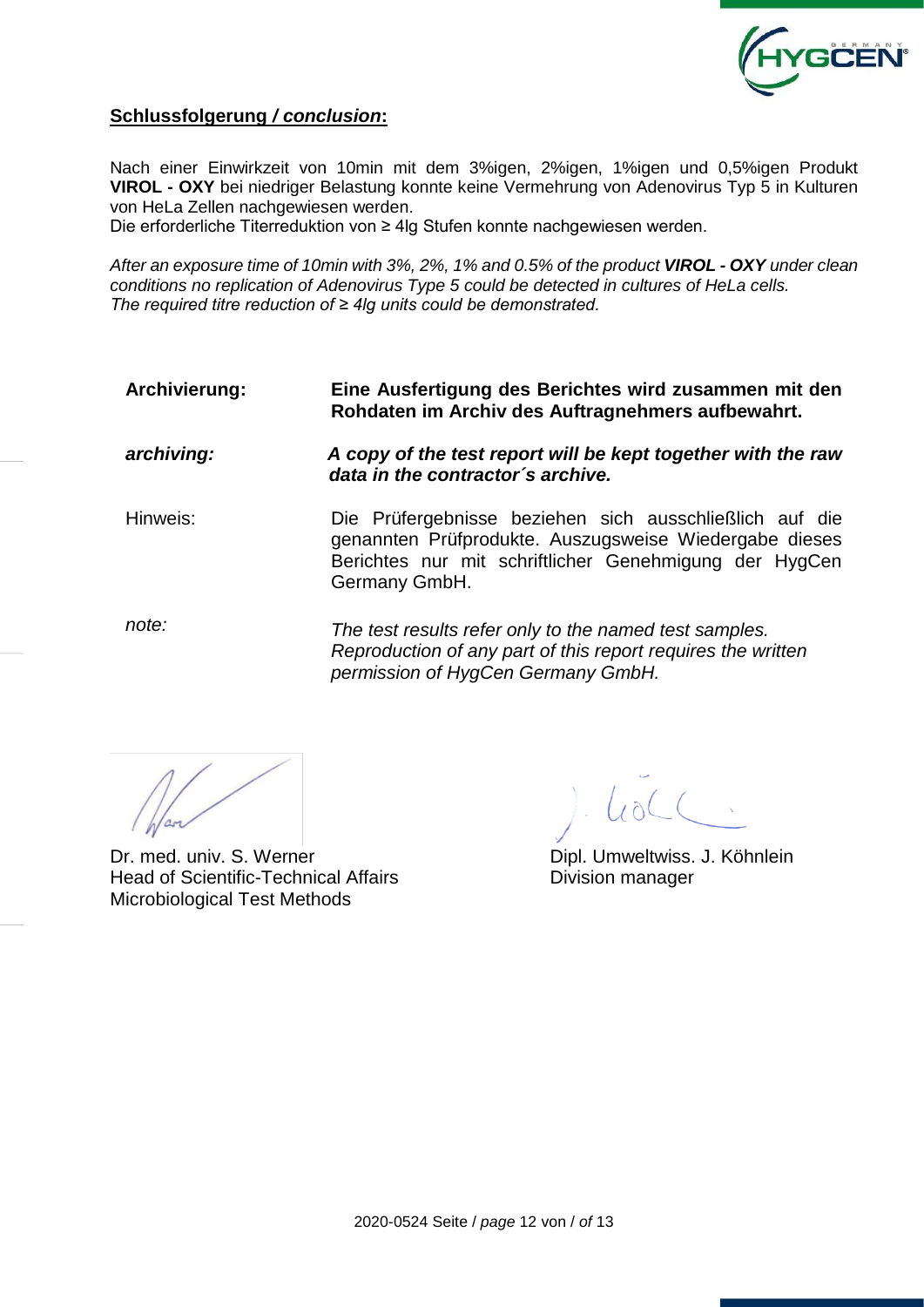## **Schlussfolgerung / *conclusion*:**

Nach einer Einwirkzeit von 10min mit dem 3%igen, 2%igen, 1%igen und 0,5%igen Produkt **VIROL - OXY** bei niedriger Belastung konnte keine Vermehrung von Adenovirus Typ 5 in Kulturen von HeLa Zellen nachgewiesen werden.
Die erforderliche Titerreduktion von ≥ 4lg Stufen konnte nachgewiesen werden.

*After an exposure time of 10min with 3%, 2%, 1% and 0.5% of the product **VIROL - OXY** under clean conditions no replication of Adenovirus Type 5 could be detected in cultures of HeLa cells.*
*The required titre reduction of ≥ 4lg units could be demonstrated.*

| | |
|---|---|
| **Archivierung:** | **Eine Ausfertigung des Berichtes wird zusammen mit den Rohdaten im Archiv des Auftragnehmers aufbewahrt.** |
| ***archiving:*** | ***A copy of the test report will be kept together with the raw data in the contractor´s archive.*** |
| Hinweis: | Die Prüfergebnisse beziehen sich ausschließlich auf die genannten Prüfprodukte. Auszugsweise Wiedergabe dieses Berichtes nur mit schriftlicher Genehmigung der HygCen Germany GmbH. |
| *note:* | *The test results refer only to the named test samples. Reproduction of any part of this report requires the written permission of HygCen Germany GmbH.* |

Dr. med. univ. S. Werner
Head of Scientific-Technical Affairs
Microbiological Test Methods

Dipl. Umweltwiss. J. Köhnlein
Division manager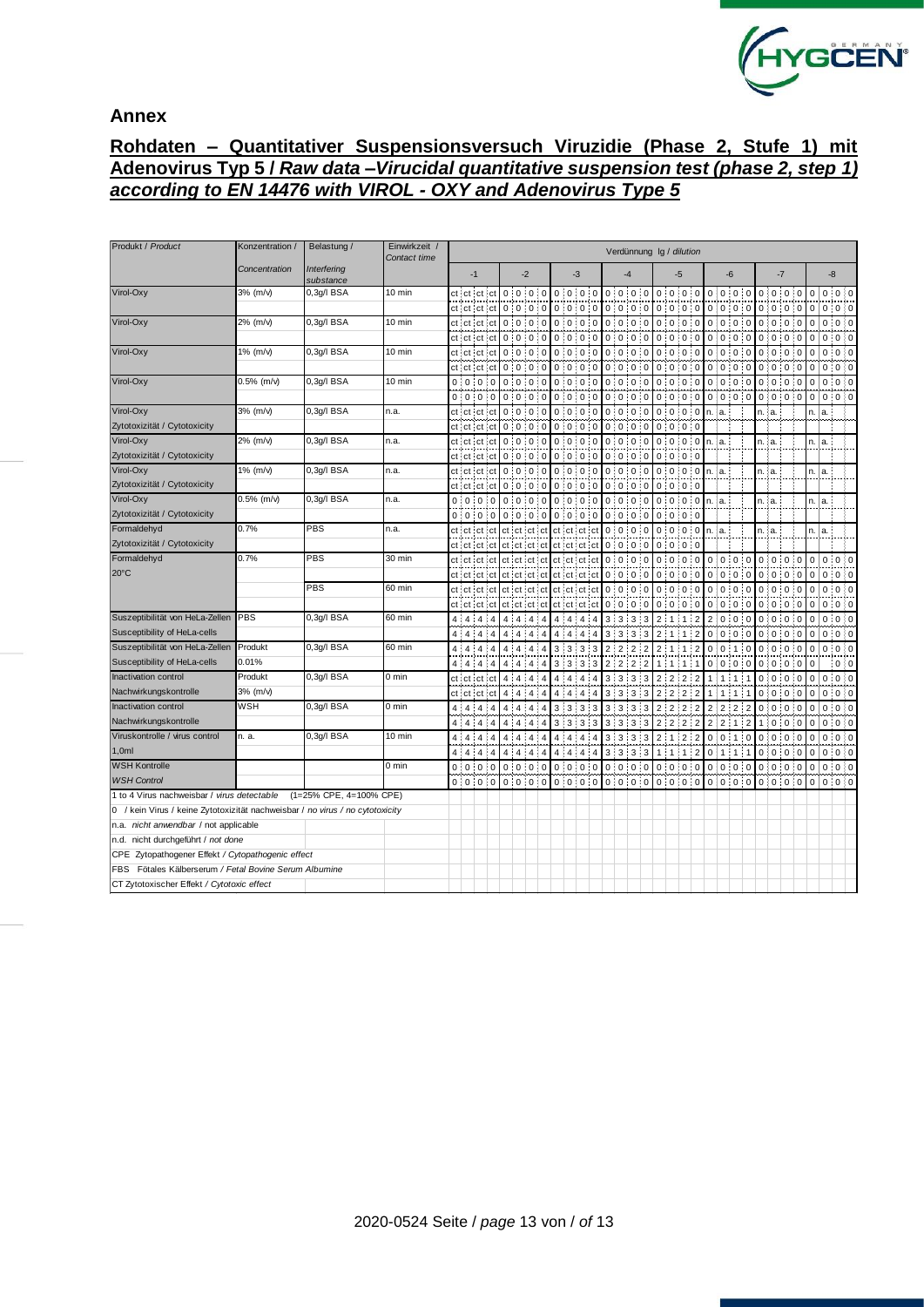## Annex

## Rohdaten – Quantitativer Suspensionsversuch Viruzidie (Phase 2, Stufe 1) mit Adenovirus Typ 5 / *Raw data –Virucidal quantitative suspension test (phase 2, step 1) according to EN 14476 with VIROL - OXY and Adenovirus Type 5*

| Produkt / *Product* | Konzentration / *Concentration* | Belastung / *Interfering substance* | Einwirkzeit / *Contact time* | Verdünnung lg / *dilution* -1 | | | | -2 | | | | -3 | | | | -4 | | | | -5 | | | | -6 | | | | -7 | | | | -8 | | | |
|---|---|---|---|---|---|---|---|---|---|---|---|---|---|---|---|---|---|---|---|---|---|---|---|---|---|---|---|---|---|---|---|---|---|---|---|
| Virol-Oxy | 3% (m/v) | 0,3g/l BSA | 10 min | ct | ct | ct | ct | 0 | 0 | 0 | 0 | 0 | 0 | 0 | 0 | 0 | 0 | 0 | 0 | 0 | 0 | 0 | 0 | 0 | 0 | 0 | 0 | 0 | 0 | 0 | 0 | 0 | 0 | 0 | 0 |
| | | | | ct | ct | ct | ct | 0 | 0 | 0 | 0 | 0 | 0 | 0 | 0 | 0 | 0 | 0 | 0 | 0 | 0 | 0 | 0 | 0 | 0 | 0 | 0 | 0 | 0 | 0 | 0 | 0 | 0 | 0 | 0 |
| Virol-Oxy | 2% (m/v) | 0,3g/l BSA | 10 min | ct | ct | ct | ct | 0 | 0 | 0 | 0 | 0 | 0 | 0 | 0 | 0 | 0 | 0 | 0 | 0 | 0 | 0 | 0 | 0 | 0 | 0 | 0 | 0 | 0 | 0 | 0 | 0 | 0 | 0 | 0 |
| | | | | ct | ct | ct | ct | 0 | 0 | 0 | 0 | 0 | 0 | 0 | 0 | 0 | 0 | 0 | 0 | 0 | 0 | 0 | 0 | 0 | 0 | 0 | 0 | 0 | 0 | 0 | 0 | 0 | 0 | 0 | 0 |
| Virol-Oxy | 1% (m/v) | 0,3g/l BSA | 10 min | ct | ct | ct | ct | 0 | 0 | 0 | 0 | 0 | 0 | 0 | 0 | 0 | 0 | 0 | 0 | 0 | 0 | 0 | 0 | 0 | 0 | 0 | 0 | 0 | 0 | 0 | 0 | 0 | 0 | 0 | 0 |
| | | | | ct | ct | ct | ct | 0 | 0 | 0 | 0 | 0 | 0 | 0 | 0 | 0 | 0 | 0 | 0 | 0 | 0 | 0 | 0 | 0 | 0 | 0 | 0 | 0 | 0 | 0 | 0 | 0 | 0 | 0 | 0 |
| Virol-Oxy | 0.5% (m/v) | 0,3g/l BSA | 10 min | 0 | 0 | 0 | 0 | 0 | 0 | 0 | 0 | 0 | 0 | 0 | 0 | 0 | 0 | 0 | 0 | 0 | 0 | 0 | 0 | 0 | 0 | 0 | 0 | 0 | 0 | 0 | 0 | 0 | 0 | 0 | 0 |
| | | | | 0 | 0 | 0 | 0 | 0 | 0 | 0 | 0 | 0 | 0 | 0 | 0 | 0 | 0 | 0 | 0 | 0 | 0 | 0 | 0 | 0 | 0 | 0 | 0 | 0 | 0 | 0 | 0 | 0 | 0 | 0 | 0 |
| Virol-Oxy | 3% (m/v) | 0,3g/l BSA | n.a. | ct | ct | ct | ct | 0 | 0 | 0 | 0 | 0 | 0 | 0 | 0 | 0 | 0 | 0 | 0 | 0 | 0 | 0 | 0 | n. | a. | | | n. | a. | | | n. | a. | | |
| Zytotoxizität / Cytotoxicity | | | | ct | ct | ct | ct | 0 | 0 | 0 | 0 | 0 | 0 | 0 | 0 | 0 | 0 | 0 | 0 | 0 | 0 | 0 | 0 | | | | | | | | | | | | |
| Virol-Oxy | 2% (m/v) | 0,3g/l BSA | n.a. | ct | ct | ct | ct | 0 | 0 | 0 | 0 | 0 | 0 | 0 | 0 | 0 | 0 | 0 | 0 | 0 | 0 | 0 | 0 | n. | a. | | | n. | a. | | | n. | a. | | |
| Zytotoxizität / Cytotoxicity | | | | ct | ct | ct | ct | 0 | 0 | 0 | 0 | 0 | 0 | 0 | 0 | 0 | 0 | 0 | 0 | 0 | 0 | 0 | 0 | | | | | | | | | | | | |
| Virol-Oxy | 1% (m/v) | 0,3g/l BSA | n.a. | ct | ct | ct | ct | 0 | 0 | 0 | 0 | 0 | 0 | 0 | 0 | 0 | 0 | 0 | 0 | 0 | 0 | 0 | 0 | n. | a. | | | n. | a. | | | n. | a. | | |
| Zytotoxizität / Cytotoxicity | | | | ct | ct | ct | ct | 0 | 0 | 0 | 0 | 0 | 0 | 0 | 0 | 0 | 0 | 0 | 0 | 0 | 0 | 0 | 0 | | | | | | | | | | | | |
| Virol-Oxy | 0.5% (m/v) | 0,3g/l BSA | n.a. | 0 | 0 | 0 | 0 | 0 | 0 | 0 | 0 | 0 | 0 | 0 | 0 | 0 | 0 | 0 | 0 | 0 | 0 | 0 | 0 | n. | a. | | | n. | a. | | | n. | a. | | |
| Zytotoxizität / Cytotoxicity | | | | 0 | 0 | 0 | 0 | 0 | 0 | 0 | 0 | 0 | 0 | 0 | 0 | 0 | 0 | 0 | 0 | 0 | 0 | 0 | 0 | | | | | | | | | | | | |
| Formaldehyd | 0.7% | PBS | n.a. | ct | ct | ct | ct | ct | ct | ct | ct | ct | ct | ct | ct | 0 | 0 | 0 | 0 | 0 | 0 | 0 | 0 | n. | a. | | | n. | a. | | | n. | a. | | |
| Zytotoxizität / Cytotoxicity | | | | ct | ct | ct | ct | ct | ct | ct | ct | ct | ct | ct | ct | 0 | 0 | 0 | 0 | 0 | 0 | 0 | 0 | | | | | | | | | | | | |
| Formaldehyd | 0.7% | PBS | 30 min | ct | ct | ct | ct | ct | ct | ct | ct | ct | ct | ct | ct | 0 | 0 | 0 | 0 | 0 | 0 | 0 | 0 | 0 | 0 | 0 | 0 | 0 | 0 | 0 | 0 | 0 | 0 | 0 | 0 |
| 20°C | | | | ct | ct | ct | ct | ct | ct | ct | ct | ct | ct | ct | ct | 0 | 0 | 0 | 0 | 0 | 0 | 0 | 0 | 0 | 0 | 0 | 0 | 0 | 0 | 0 | 0 | 0 | 0 | 0 | 0 |
| | | PBS | 60 min | ct | ct | ct | ct | ct | ct | ct | ct | ct | ct | ct | ct | 0 | 0 | 0 | 0 | 0 | 0 | 0 | 0 | 0 | 0 | 0 | 0 | 0 | 0 | 0 | 0 | 0 | 0 | 0 | 0 |
| | | | | ct | ct | ct | ct | ct | ct | ct | ct | ct | ct | ct | ct | 0 | 0 | 0 | 0 | 0 | 0 | 0 | 0 | 0 | 0 | 0 | 0 | 0 | 0 | 0 | 0 | 0 | 0 | 0 | 0 |
| Suszeptibilität von HeLa-Zellen | PBS | 0,3g/l BSA | 60 min | 4 | 4 | 4 | 4 | 4 | 4 | 4 | 4 | 4 | 4 | 4 | 4 | 3 | 3 | 3 | 3 | 2 | 1 | 1 | 2 | 2 | 0 | 0 | 0 | 0 | 0 | 0 | 0 | 0 | 0 | 0 | 0 |
| Susceptibility of HeLa-cells | | | | 4 | 4 | 4 | 4 | 4 | 4 | 4 | 4 | 4 | 4 | 4 | 4 | 3 | 3 | 3 | 3 | 2 | 1 | 1 | 2 | 0 | 0 | 0 | 0 | 0 | 0 | 0 | 0 | 0 | 0 | 0 | 0 |
| Suszeptibilität von HeLa-Zellen | Produkt | 0,3g/l BSA | 60 min | 4 | 4 | 4 | 4 | 4 | 4 | 4 | 4 | 3 | 3 | 3 | 3 | 2 | 2 | 2 | 2 | 2 | 1 | 1 | 2 | 0 | 0 | 1 | 0 | 0 | 0 | 0 | 0 | 0 | 0 | 0 | 0 |
| Susceptibility of HeLa-cells | 0.01% | | | 4 | 4 | 4 | 4 | 4 | 4 | 4 | 4 | 3 | 3 | 3 | 3 | 2 | 2 | 2 | 2 | 1 | 1 | 1 | 1 | 0 | 0 | 0 | 0 | 0 | 0 | 0 | 0 | 0 | | 0 | 0 |
| Inactivation control | Produkt | 0,3g/l BSA | 0 min | ct | ct | ct | ct | 4 | 4 | 4 | 4 | 4 | 4 | 4 | 4 | 3 | 3 | 3 | 3 | 2 | 2 | 2 | 2 | 1 | 1 | 1 | 1 | 0 | 0 | 0 | 0 | 0 | 0 | 0 | 0 |
| Nachwirkungskontrolle | 3% (m/v) | | | ct | ct | ct | ct | 4 | 4 | 4 | 4 | 4 | 4 | 4 | 4 | 3 | 3 | 3 | 3 | 2 | 2 | 2 | 2 | 1 | 1 | 1 | 1 | 0 | 0 | 0 | 0 | 0 | 0 | 0 | 0 |
| Inactivation control | WSH | 0,3g/l BSA | 0 min | 4 | 4 | 4 | 4 | 4 | 4 | 4 | 4 | 3 | 3 | 3 | 3 | 3 | 3 | 3 | 3 | 2 | 2 | 2 | 2 | 2 | 2 | 2 | 2 | 0 | 0 | 0 | 0 | 0 | 0 | 0 | 0 |
| Nachwirkungskontrolle | | | | 4 | 4 | 4 | 4 | 4 | 4 | 4 | 4 | 3 | 3 | 3 | 3 | 3 | 3 | 3 | 3 | 2 | 2 | 2 | 2 | 2 | 2 | 1 | 2 | 1 | 0 | 0 | 0 | 0 | 0 | 0 | 0 |
| Viruskontrolle / virus control | n. a. | 0,3g/l BSA | 10 min | 4 | 4 | 4 | 4 | 4 | 4 | 4 | 4 | 4 | 4 | 4 | 4 | 3 | 3 | 3 | 3 | 2 | 1 | 2 | 2 | 0 | 0 | 1 | 0 | 0 | 0 | 0 | 0 | 0 | 0 | 0 | 0 |
| 1,0ml | | | | 4 | 4 | 4 | 4 | 4 | 4 | 4 | 4 | 4 | 4 | 4 | 4 | 3 | 3 | 3 | 3 | 1 | 1 | 1 | 2 | 0 | 1 | 1 | 1 | 0 | 0 | 0 | 0 | 0 | 0 | 0 | 0 |
| WSH Kontrolle | | | 0 min | 0 | 0 | 0 | 0 | 0 | 0 | 0 | 0 | 0 | 0 | 0 | 0 | 0 | 0 | 0 | 0 | 0 | 0 | 0 | 0 | 0 | 0 | 0 | 0 | 0 | 0 | 0 | 0 | 0 | 0 | 0 | 0 |
| *WSH Control* | | | | 0 | 0 | 0 | 0 | 0 | 0 | 0 | 0 | 0 | 0 | 0 | 0 | 0 | 0 | 0 | 0 | 0 | 0 | 0 | 0 | 0 | 0 | 0 | 0 | 0 | 0 | 0 | 0 | 0 | 0 | 0 | 0 |

1 to 4 Virus nachweisbar / *virus detectable* (1=25% CPE, 4=100% CPE)

0 / kein Virus / keine Zytotoxizität nachweisbar / *no virus / no cytotoxicity*

n.a. *nicht anwendbar* / not applicable

n.d. nicht durchgeführt / *not done*

CPE Zytopathogener Effekt / *Cytopathogenic effect*

FBS Fötales Kälberserum / *Fetal Bovine Serum Albumine*

CT Zytotoxischer Effekt / *Cytotoxic effect*

2020-0524 Seite / *page* 13 von / *of* 13